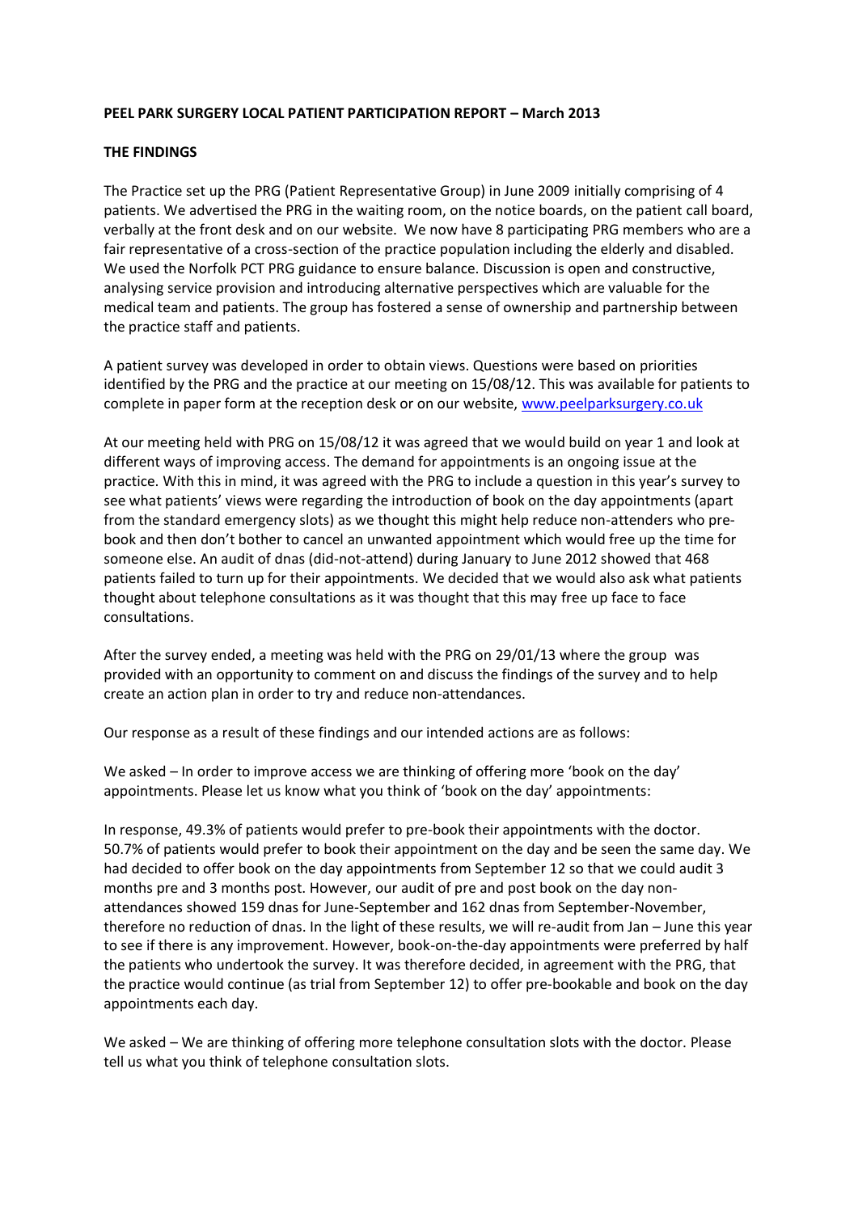**PEEL PARK SURGERY LOCAL PATIENT PARTICIPATION REPORT – March 2013**

**THE FINDINGS**

The Practice set up the PRG (Patient Representative Group) in June 2009 initially comprising of 4 patients. We advertised the PRG in the waiting room, on the notice boards, on the patient call board, verbally at the front desk and on our website. We now have 8 participating PRG members who are a fair representative of a cross-section of the practice population including the elderly and disabled. We used the Norfolk PCT PRG guidance to ensure balance. Discussion is open and constructive, analysing service provision and introducing alternative perspectives which are valuable for the medical team and patients. The group has fostered a sense of ownership and partnership between the practice staff and patients.

A patient survey was developed in order to obtain views. Questions were based on priorities identified by the PRG and the practice at our meeting on 15/08/12. This was available for patients to complete in paper form at the reception desk or on our website, www.peelparksurgery.co.uk

At our meeting held with PRG on 15/08/12 it was agreed that we would build on year 1 and look at different ways of improving access. The demand for appointments is an ongoing issue at the practice. With this in mind, it was agreed with the PRG to include a question in this year's survey to see what patients' views were regarding the introduction of book on the day appointments (apart from the standard emergency slots) as we thought this might help reduce non-attenders who pre-book and then don't bother to cancel an unwanted appointment which would free up the time for someone else. An audit of dnas (did-not-attend) during January to June 2012 showed that 468 patients failed to turn up for their appointments. We decided that we would also ask what patients thought about telephone consultations as it was thought that this may free up face to face consultations.

After the survey ended, a meeting was held with the PRG on 29/01/13 where the group was provided with an opportunity to comment on and discuss the findings of the survey and to help create an action plan in order to try and reduce non-attendances.

Our response as a result of these findings and our intended actions are as follows:

We asked – In order to improve access we are thinking of offering more 'book on the day' appointments. Please let us know what you think of 'book on the day' appointments:

In response, 49.3% of patients would prefer to pre-book their appointments with the doctor. 50.7% of patients would prefer to book their appointment on the day and be seen the same day. We had decided to offer book on the day appointments from September 12 so that we could audit 3 months pre and 3 months post. However, our audit of pre and post book on the day non-attendances showed 159 dnas for June-September and 162 dnas from September-November, therefore no reduction of dnas. In the light of these results, we will re-audit from Jan – June this year to see if there is any improvement. However, book-on-the-day appointments were preferred by half the patients who undertook the survey. It was therefore decided, in agreement with the PRG, that the practice would continue (as trial from September 12) to offer pre-bookable and book on the day appointments each day.

We asked – We are thinking of offering more telephone consultation slots with the doctor. Please tell us what you think of telephone consultation slots.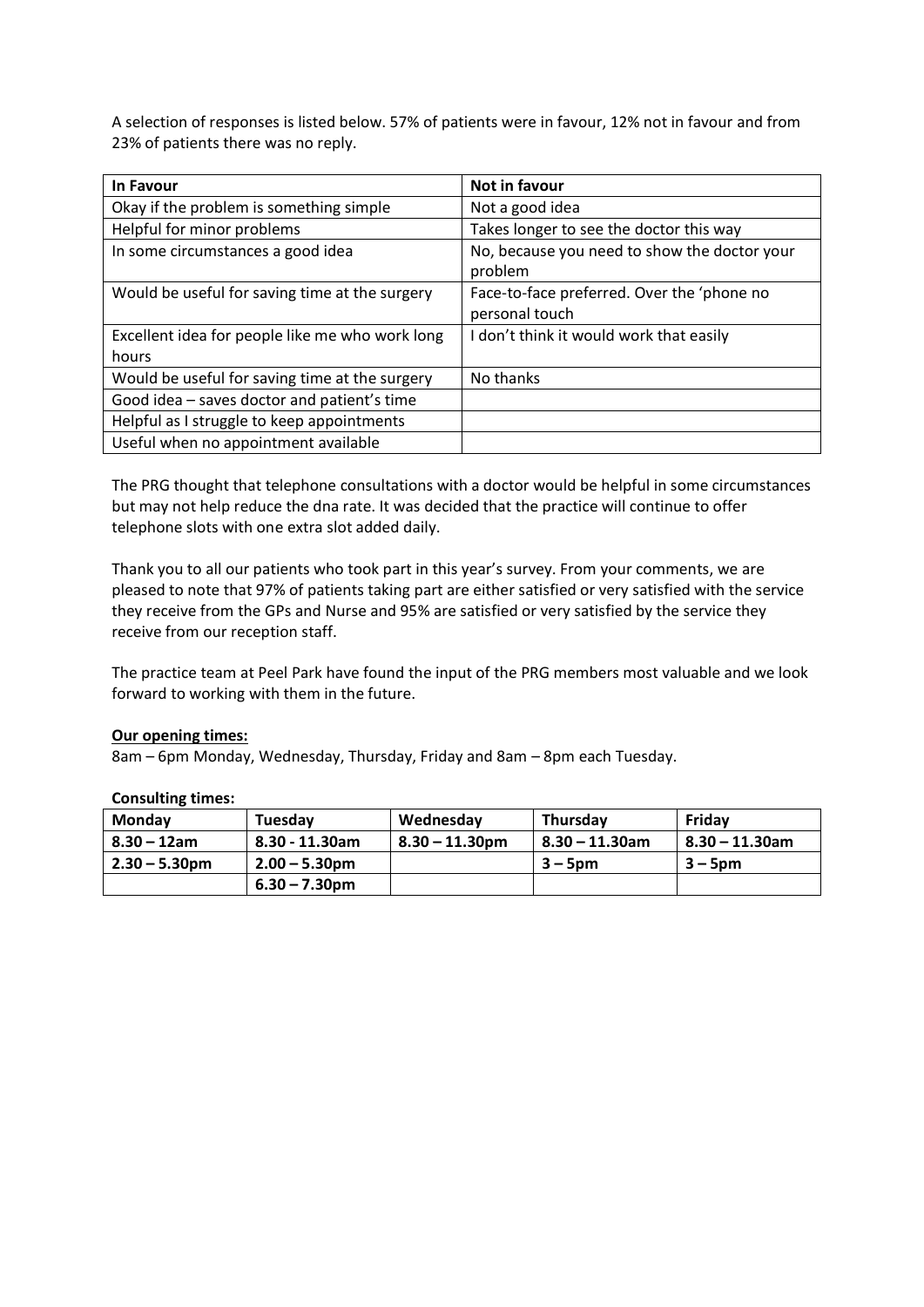A selection of responses is listed below. 57% of patients were in favour, 12% not in favour and from 23% of patients there was no reply.

| In Favour | Not in favour |
| --- | --- |
| Okay if the problem is something simple | Not a good idea |
| Helpful for minor problems | Takes longer to see the doctor this way |
| In some circumstances a good idea | No, because you need to show the doctor your problem |
| Would be useful for saving time at the surgery | Face-to-face preferred. Over the 'phone no personal touch |
| Excellent idea for people like me who work long hours | I don't think it would work that easily |
| Would be useful for saving time at the surgery | No thanks |
| Good idea – saves doctor and patient's time | |
| Helpful as I struggle to keep appointments | |
| Useful when no appointment available | |

The PRG thought that telephone consultations with a doctor would be helpful in some circumstances but may not help reduce the dna rate. It was decided that the practice will continue to offer telephone slots with one extra slot added daily.

Thank you to all our patients who took part in this year's survey. From your comments, we are pleased to note that 97% of patients taking part are either satisfied or very satisfied with the service they receive from the GPs and Nurse and 95% are satisfied or very satisfied by the service they receive from our reception staff.

The practice team at Peel Park have found the input of the PRG members most valuable and we look forward to working with them in the future.

**Our opening times:**

8am – 6pm Monday, Wednesday, Thursday, Friday and 8am – 8pm each Tuesday.

**Consulting times:**

| Monday | Tuesday | Wednesday | Thursday | Friday |
| --- | --- | --- | --- | --- |
| **8.30 – 12am** | **8.30 - 11.30am** | **8.30 – 11.30pm** | **8.30 – 11.30am** | **8.30 – 11.30am** |
| **2.30 – 5.30pm** | **2.00 – 5.30pm** | | **3 – 5pm** | **3 – 5pm** |
| | **6.30 – 7.30pm** | | | |